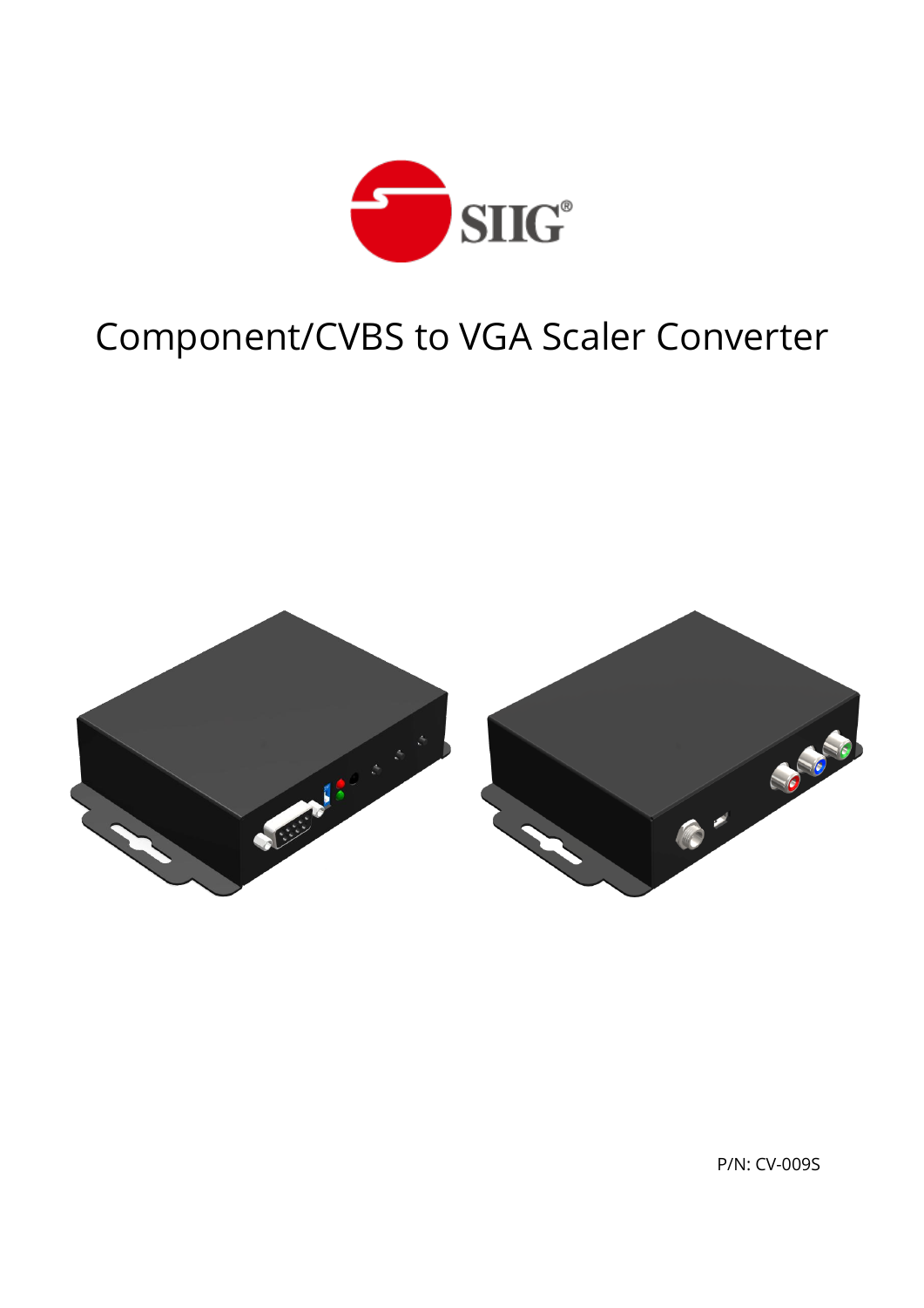SIIG®

# Component/CVBS to VGA Scaler Converter

P/N: CV-009S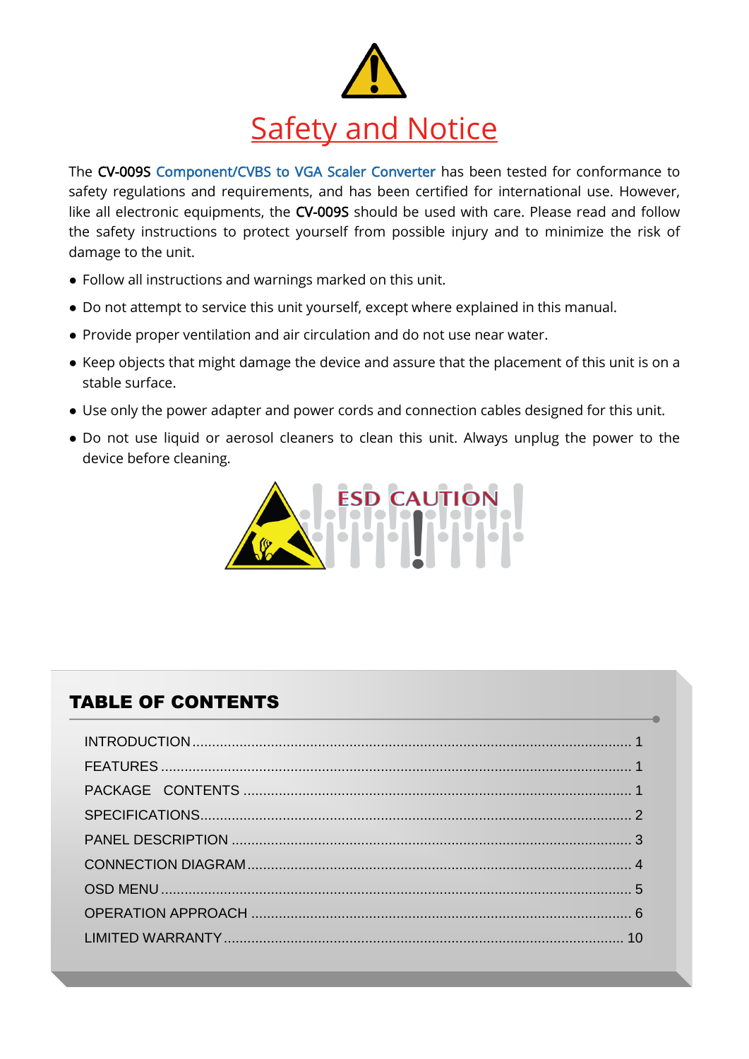# Safety and Notice

The CV-009S Component/CVBS to VGA Scaler Converter has been tested for conformance to safety regulations and requirements, and has been certified for international use. However, like all electronic equipments, the CV-009S should be used with care. Please read and follow the safety instructions to protect yourself from possible injury and to minimize the risk of damage to the unit.

- Follow all instructions and warnings marked on this unit.
- Do not attempt to service this unit yourself, except where explained in this manual.
- Provide proper ventilation and air circulation and do not use near water.
- Keep objects that might damage the device and assure that the placement of this unit is on a stable surface.
- Use only the power adapter and power cords and connection cables designed for this unit.
- Do not use liquid or aerosol cleaners to clean this unit. Always unplug the power to the device before cleaning.

ESD CAUTION

## TABLE OF CONTENTS

| | |
|---|---|
| INTRODUCTION | 1 |
| FEATURES | 1 |
| PACKAGE CONTENTS | 1 |
| SPECIFICATIONS | 2 |
| PANEL DESCRIPTION | 3 |
| CONNECTION DIAGRAM | 4 |
| OSD MENU | 5 |
| OPERATION APPROACH | 6 |
| LIMITED WARRANTY | 10 |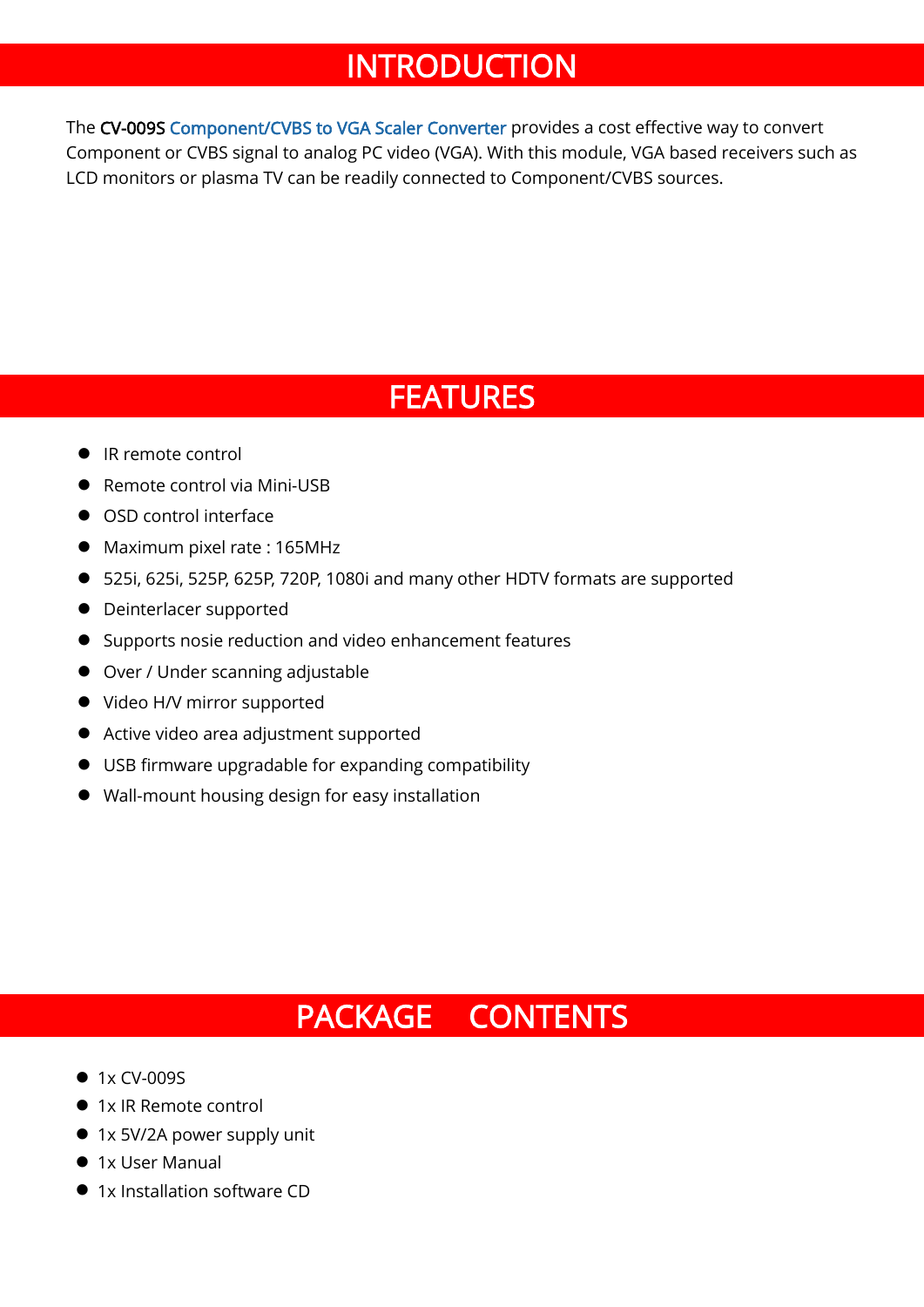# INTRODUCTION

The CV-009S Component/CVBS to VGA Scaler Converter provides a cost effective way to convert Component or CVBS signal to analog PC video (VGA). With this module, VGA based receivers such as LCD monitors or plasma TV can be readily connected to Component/CVBS sources.

# FEATURES

- IR remote control
- Remote control via Mini-USB
- OSD control interface
- Maximum pixel rate : 165MHz
- 525i, 625i, 525P, 625P, 720P, 1080i and many other HDTV formats are supported
- Deinterlacer supported
- Supports nosie reduction and video enhancement features
- Over / Under scanning adjustable
- Video H/V mirror supported
- Active video area adjustment supported
- USB firmware upgradable for expanding compatibility
- Wall-mount housing design for easy installation

# PACKAGE CONTENTS

- 1x CV-009S
- 1x IR Remote control
- 1x 5V/2A power supply unit
- 1x User Manual
- 1x Installation software CD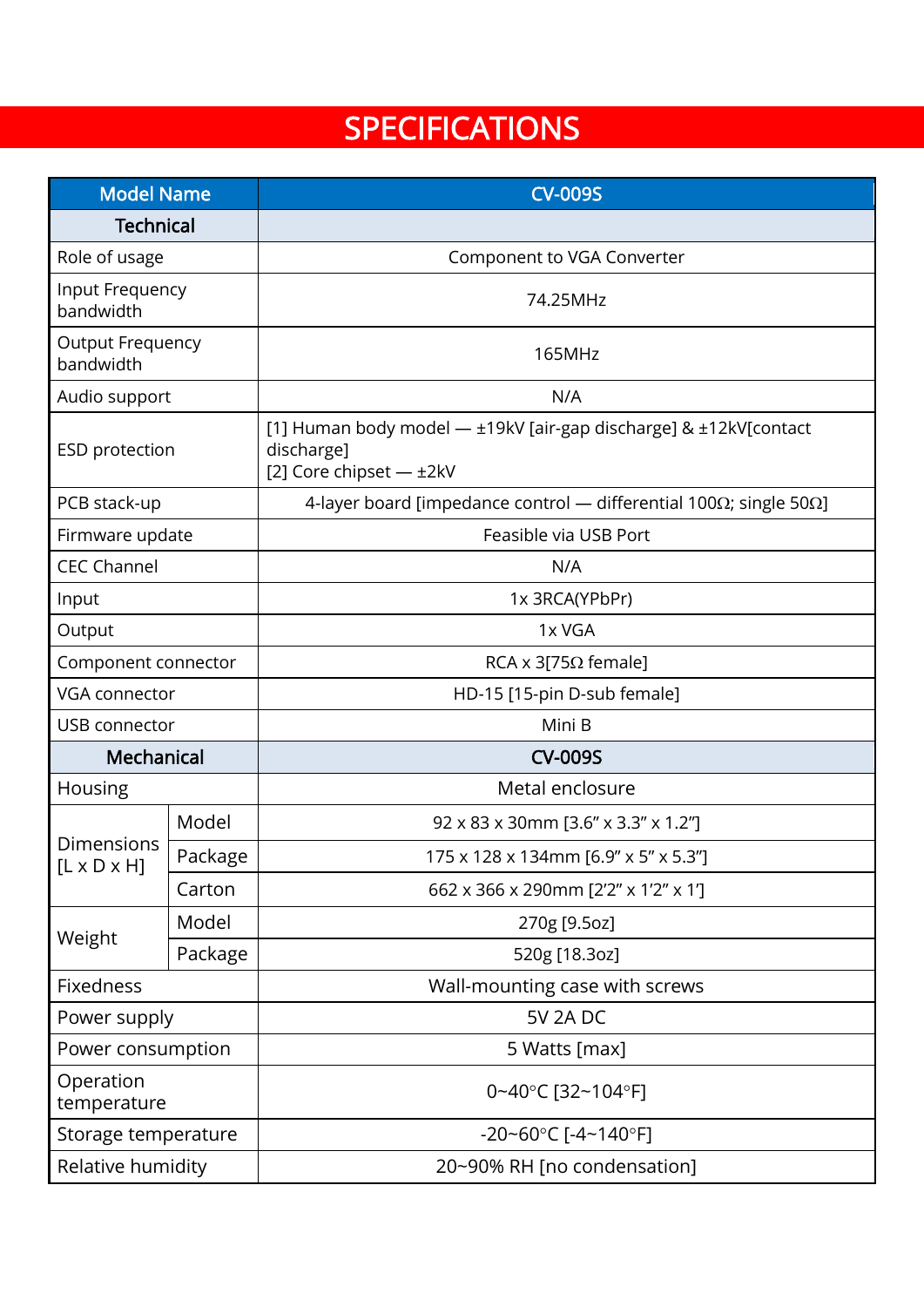# SPECIFICATIONS

| Model Name | | CV-009S |
|---|---|---|
| **Technical** | | |
| Role of usage | | Component to VGA Converter |
| Input Frequency bandwidth | | 74.25MHz |
| Output Frequency bandwidth | | 165MHz |
| Audio support | | N/A |
| ESD protection | | [1] Human body model — ±19kV [air-gap discharge] & ±12kV[contact discharge]<br>[2] Core chipset — ±2kV |
| PCB stack-up | | 4-layer board [impedance control — differential 100Ω; single 50Ω] |
| Firmware update | | Feasible via USB Port |
| CEC Channel | | N/A |
| Input | | 1x 3RCA(YPbPr) |
| Output | | 1x VGA |
| Component connector | | RCA x 3[75Ω female] |
| VGA connector | | HD-15 [15-pin D-sub female] |
| USB connector | | Mini B |
| **Mechanical** | | **CV-009S** |
| Housing | | Metal enclosure |
| Dimensions [L x D x H] | Model | 92 x 83 x 30mm [3.6" x 3.3" x 1.2"] |
| | Package | 175 x 128 x 134mm [6.9" x 5" x 5.3"] |
| | Carton | 662 x 366 x 290mm [2'2" x 1'2" x 1'] |
| Weight | Model | 270g [9.5oz] |
| | Package | 520g [18.3oz] |
| Fixedness | | Wall-mounting case with screws |
| Power supply | | 5V 2A DC |
| Power consumption | | 5 Watts [max] |
| Operation temperature | | 0~40°C [32~104°F] |
| Storage temperature | | -20~60°C [-4~140°F] |
| Relative humidity | | 20~90% RH [no condensation] |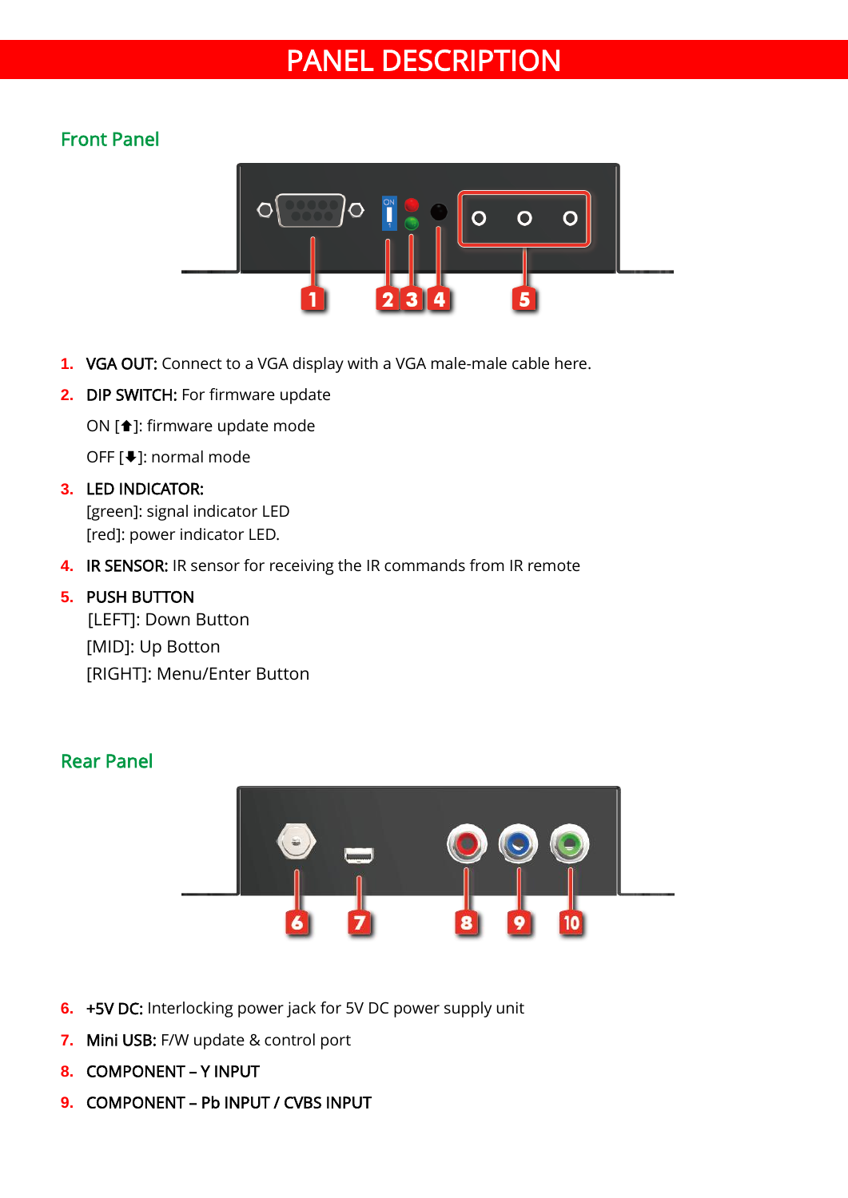# PANEL DESCRIPTION

## Front Panel

1. **VGA OUT:** Connect to a VGA display with a VGA male-male cable here.
2. **DIP SWITCH:** For firmware update

   ON [🡅]: firmware update mode

   OFF [🡇]: normal mode
3. **LED INDICATOR:**
   [green]: signal indicator LED
   [red]: power indicator LED.
4. **IR SENSOR:** IR sensor for receiving the IR commands from IR remote
5. **PUSH BUTTON**
   [LEFT]: Down Button
   [MID]: Up Botton
   [RIGHT]: Menu/Enter Button

## Rear Panel

6. **+5V DC:** Interlocking power jack for 5V DC power supply unit
7. **Mini USB:** F/W update & control port
8. **COMPONENT – Y INPUT**
9. **COMPONENT – Pb INPUT / CVBS INPUT**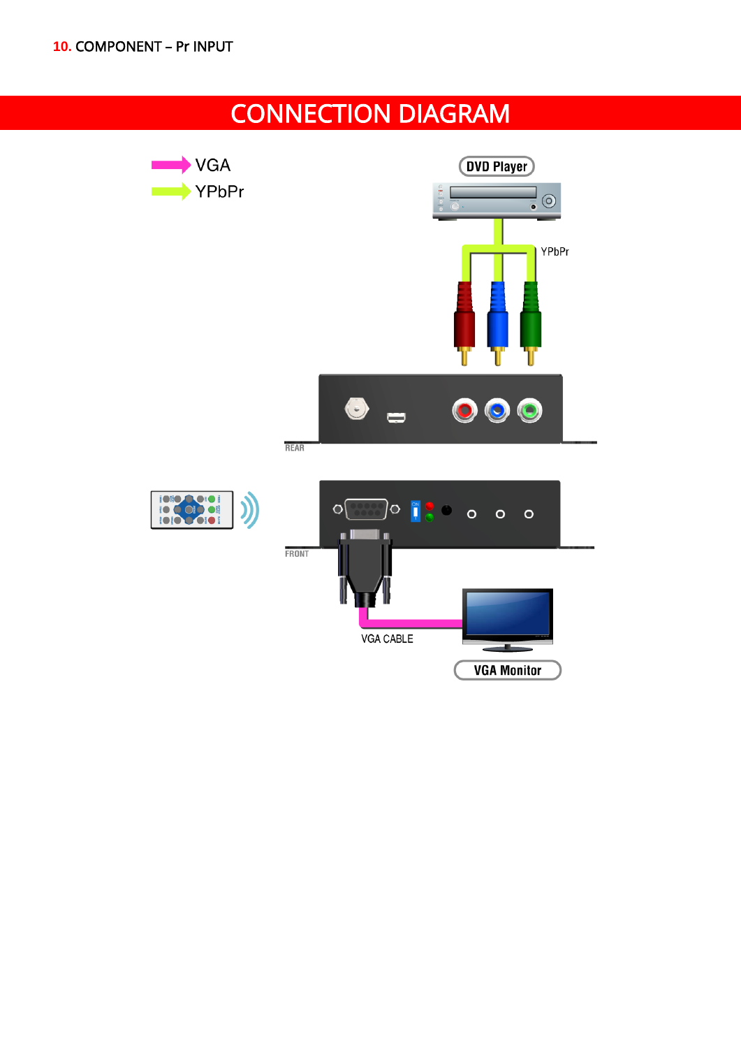10. COMPONENT – Pr INPUT

# CONNECTION DIAGRAM

VGA

YPbPr

DVD Player

YPbPr

REAR

FRONT

VGA CABLE

VGA Monitor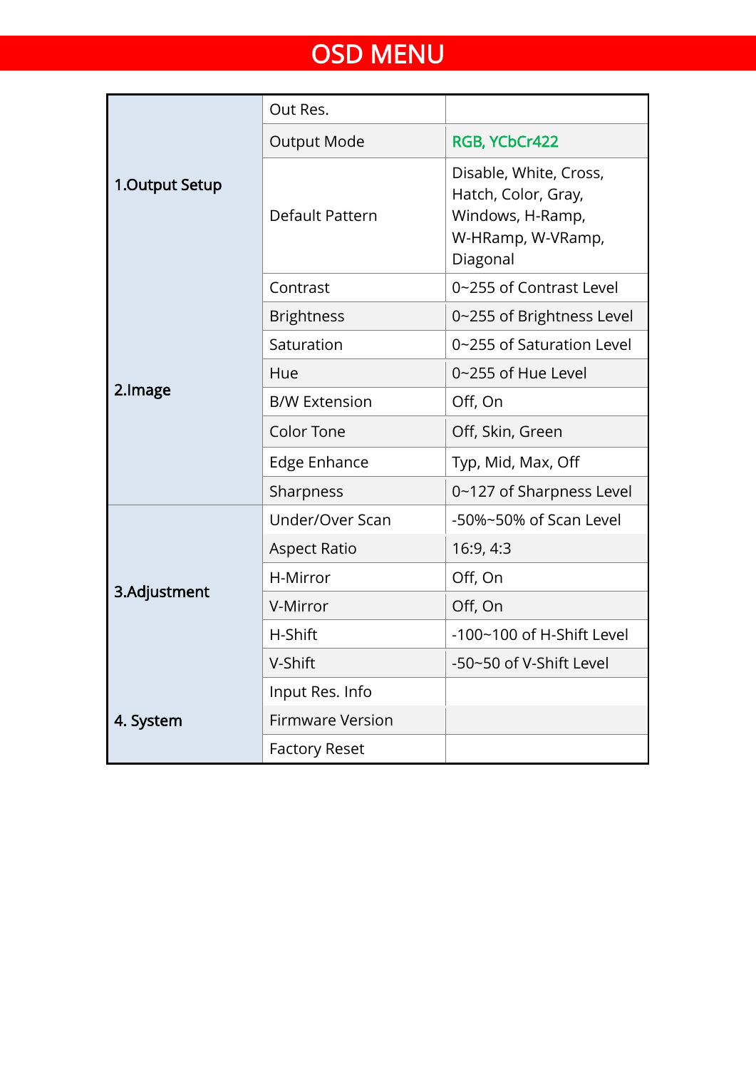# OSD MENU

| | | |
|---|---|---|
| 1.Output Setup | Out Res. | |
| | Output Mode | RGB, YCbCr422 |
| | Default Pattern | Disable, White, Cross, Hatch, Color, Gray, Windows, H-Ramp, W-HRamp, W-VRamp, Diagonal |
| 2.Image | Contrast | 0~255 of Contrast Level |
| | Brightness | 0~255 of Brightness Level |
| | Saturation | 0~255 of Saturation Level |
| | Hue | 0~255 of Hue Level |
| | B/W Extension | Off, On |
| | Color Tone | Off, Skin, Green |
| | Edge Enhance | Typ, Mid, Max, Off |
| | Sharpness | 0~127 of Sharpness Level |
| 3.Adjustment | Under/Over Scan | -50%~50% of Scan Level |
| | Aspect Ratio | 16:9, 4:3 |
| | H-Mirror | Off, On |
| | V-Mirror | Off, On |
| | H-Shift | -100~100 of H-Shift Level |
| | V-Shift | -50~50 of V-Shift Level |
| 4. System | Input Res. Info | |
| | Firmware Version | |
| | Factory Reset | |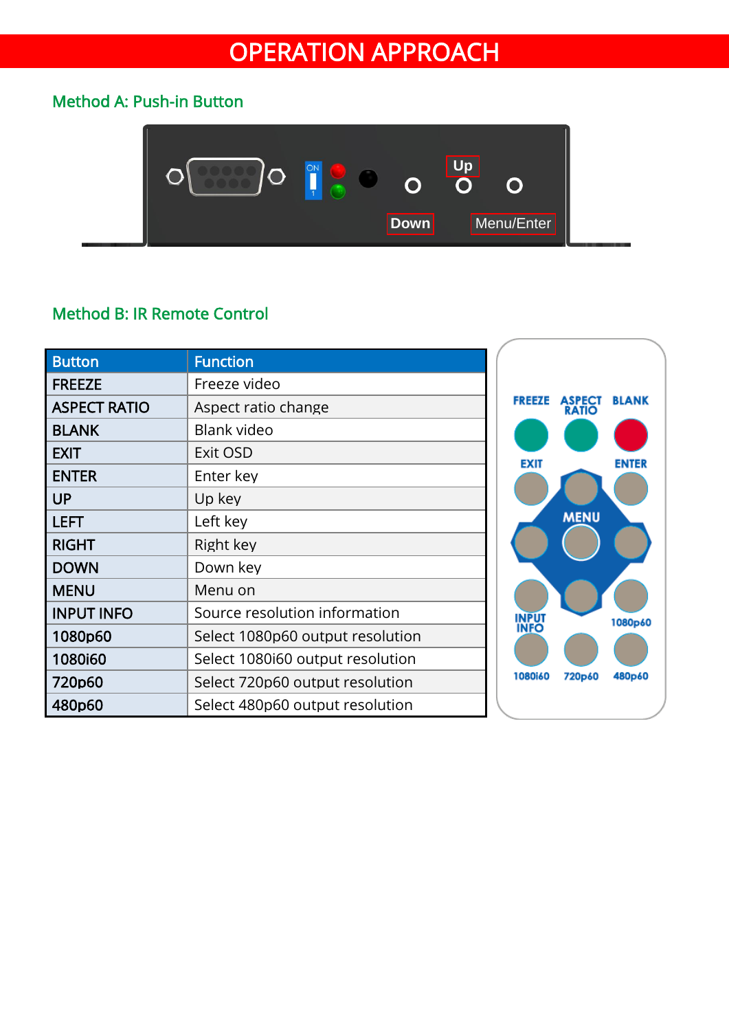# OPERATION APPROACH

## Method A: Push-in Button

Up

Down

Menu/Enter

## Method B: IR Remote Control

| Button | Function |
|---|---|
| FREEZE | Freeze video |
| ASPECT RATIO | Aspect ratio change |
| BLANK | Blank video |
| EXIT | Exit OSD |
| ENTER | Enter key |
| UP | Up key |
| LEFT | Left key |
| RIGHT | Right key |
| DOWN | Down key |
| MENU | Menu on |
| INPUT INFO | Source resolution information |
| 1080p60 | Select 1080p60 output resolution |
| 1080i60 | Select 1080i60 output resolution |
| 720p60 | Select 720p60 output resolution |
| 480p60 | Select 480p60 output resolution |

FREEZE ASPECT RATIO BLANK

EXIT ENTER

MENU

INPUT INFO 1080p60

1080i60 720p60 480p60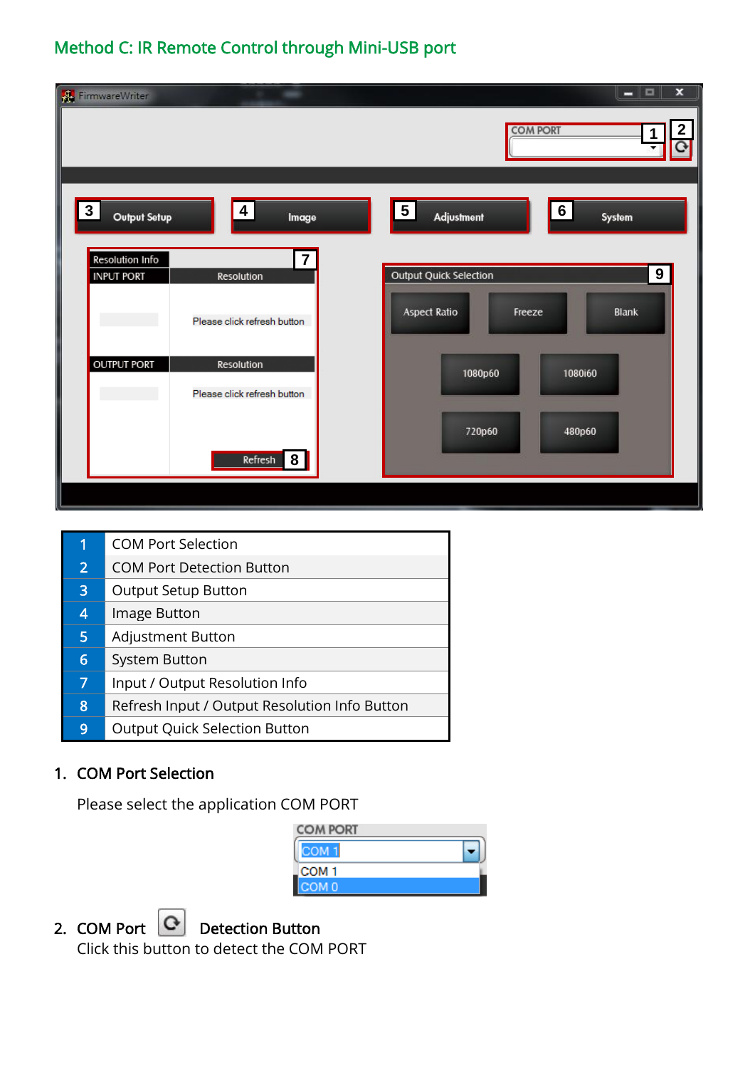## Method C: IR Remote Control through Mini-USB port

| 1 | COM Port Selection |
|---|---|
| 2 | COM Port Detection Button |
| 3 | Output Setup Button |
| 4 | Image Button |
| 5 | Adjustment Button |
| 6 | System Button |
| 7 | Input / Output Resolution Info |
| 8 | Refresh Input / Output Resolution Info Button |
| 9 | Output Quick Selection Button |

1. **COM Port Selection**

   Please select the application COM PORT

2. **COM Port Detection Button**

   Click this button to detect the COM PORT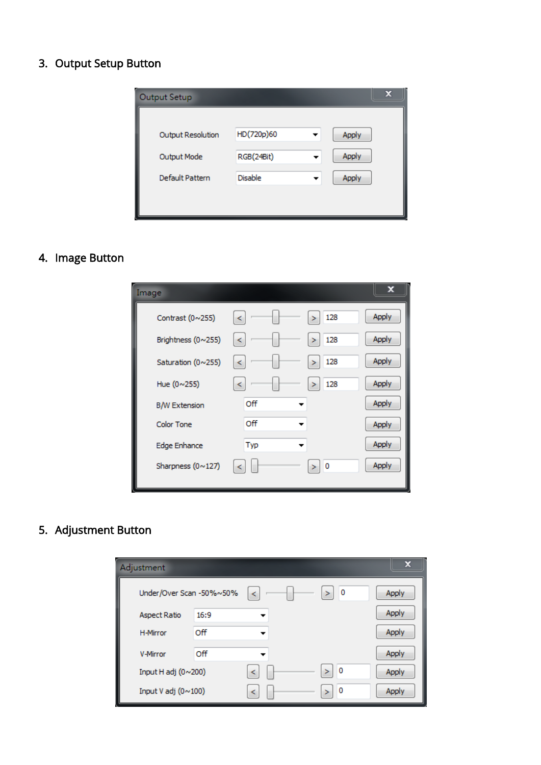3. Output Setup Button

**Output Setup**

| | | |
|---|---|---|
| Output Resolution | HD(720p)60 | Apply |
| Output Mode | RGB(24Bit) | Apply |
| Default Pattern | Disable | Apply |

4. Image Button

**Image**

| | | |
|---|---|---|
| Contrast (0~255) | 128 | Apply |
| Brightness (0~255) | 128 | Apply |
| Saturation (0~255) | 128 | Apply |
| Hue (0~255) | 128 | Apply |
| B/W Extension | Off | Apply |
| Color Tone | Off | Apply |
| Edge Enhance | Typ | Apply |
| Sharpness (0~127) | 0 | Apply |

5. Adjustment Button

**Adjustment**

| | | |
|---|---|---|
| Under/Over Scan -50%~50% | 0 | Apply |
| Aspect Ratio | 16:9 | Apply |
| H-Mirror | Off | Apply |
| V-Mirror | Off | Apply |
| Input H adj (0~200) | 0 | Apply |
| Input V adj (0~100) | 0 | Apply |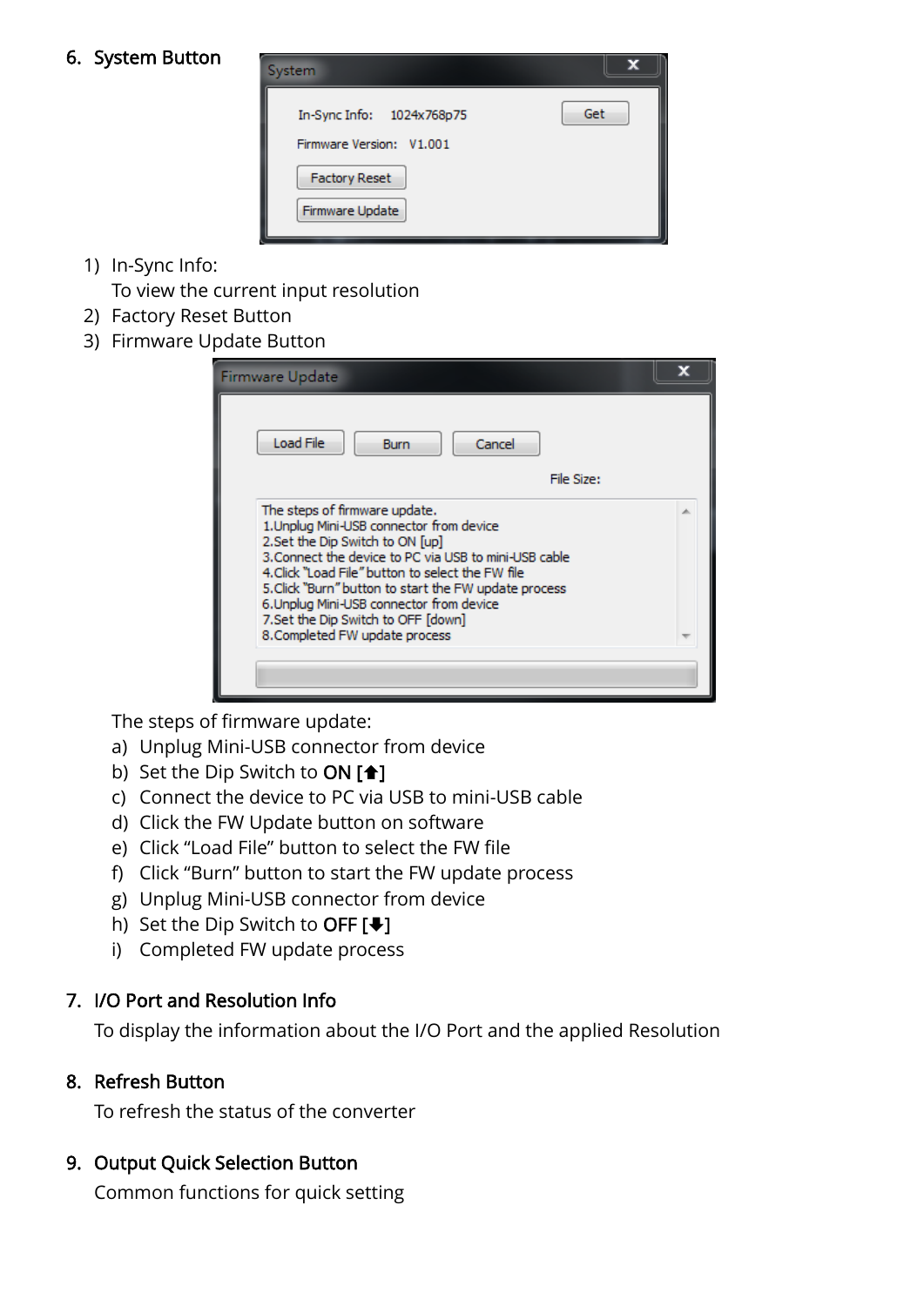6. **System Button**

1) In-Sync Info:
   To view the current input resolution
2) Factory Reset Button
3) Firmware Update Button

The steps of firmware update:

a) Unplug Mini-USB connector from device
b) Set the Dip Switch to **ON [🡅]**
c) Connect the device to PC via USB to mini-USB cable
d) Click the FW Update button on software
e) Click “Load File” button to select the FW file
f) Click “Burn” button to start the FW update process
g) Unplug Mini-USB connector from device
h) Set the Dip Switch to **OFF [🡇]**
i) Completed FW update process

7. **I/O Port and Resolution Info**

   To display the information about the I/O Port and the applied Resolution

8. **Refresh Button**

   To refresh the status of the converter

9. **Output Quick Selection Button**

   Common functions for quick setting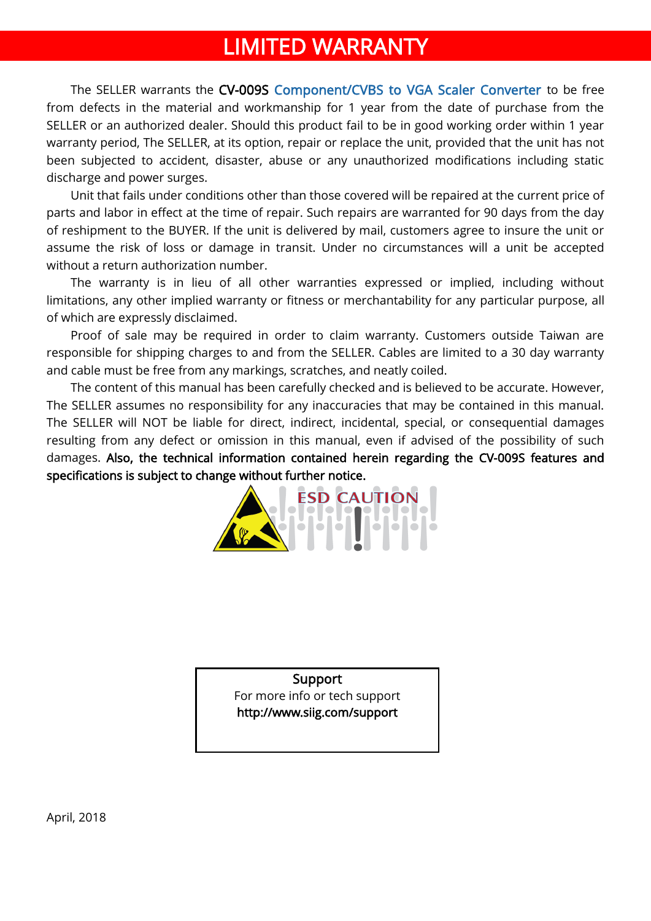# LIMITED WARRANTY

The SELLER warrants the **CV-009S** Component/CVBS to VGA Scaler Converter to be free from defects in the material and workmanship for 1 year from the date of purchase from the SELLER or an authorized dealer. Should this product fail to be in good working order within 1 year warranty period, The SELLER, at its option, repair or replace the unit, provided that the unit has not been subjected to accident, disaster, abuse or any unauthorized modifications including static discharge and power surges.

Unit that fails under conditions other than those covered will be repaired at the current price of parts and labor in effect at the time of repair. Such repairs are warranted for 90 days from the day of reshipment to the BUYER. If the unit is delivered by mail, customers agree to insure the unit or assume the risk of loss or damage in transit. Under no circumstances will a unit be accepted without a return authorization number.

The warranty is in lieu of all other warranties expressed or implied, including without limitations, any other implied warranty or fitness or merchantability for any particular purpose, all of which are expressly disclaimed.

Proof of sale may be required in order to claim warranty. Customers outside Taiwan are responsible for shipping charges to and from the SELLER. Cables are limited to a 30 day warranty and cable must be free from any markings, scratches, and neatly coiled.

The content of this manual has been carefully checked and is believed to be accurate. However, The SELLER assumes no responsibility for any inaccuracies that may be contained in this manual. The SELLER will NOT be liable for direct, indirect, incidental, special, or consequential damages resulting from any defect or omission in this manual, even if advised of the possibility of such damages. **Also, the technical information contained herein regarding the CV-009S features and specifications is subject to change without further notice.**

ESD CAUTION

**Support**
For more info or tech support
**http://www.siig.com/support**

April, 2018